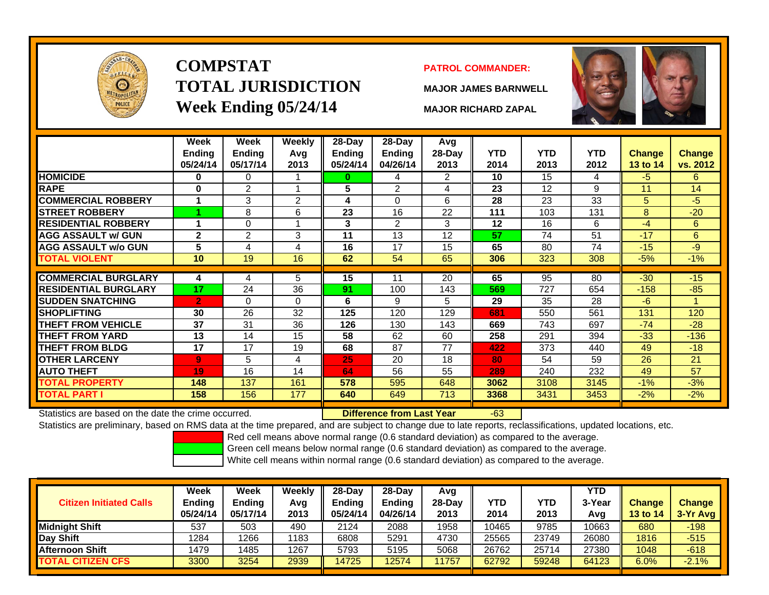# COMPSTAT TOTAL JURISDICTION Week Ending 05/24/14

**PATROL COMMANDER:**

MAJOR JAMES BARNWELL

MAJOR RICHARD ZAPAL

| | Week Ending 05/24/14 | Week Ending 05/17/14 | Weekly Avg 2013 | 28-Day Ending 05/24/14 | 28-Day Ending 04/26/14 | Avg 28-Day 2013 | YTD 2014 | YTD 2013 | YTD 2012 | Change 13 to 14 | Change vs. 2012 |
|---|---|---|---|---|---|---|---|---|---|---|---|
| HOMICIDE | 0 | 0 | 1 | 0 | 4 | 2 | 10 | 15 | 4 | -5 | 6 |
| RAPE | 0 | 2 | 1 | 5 | 2 | 4 | 23 | 12 | 9 | 11 | 14 |
| COMMERCIAL ROBBERY | 1 | 3 | 2 | 4 | 0 | 6 | 28 | 23 | 33 | 5 | -5 |
| STREET ROBBERY | 1 | 8 | 6 | 23 | 16 | 22 | 111 | 103 | 131 | 8 | -20 |
| RESIDENTIAL ROBBERY | 1 | 0 | 1 | 3 | 2 | 3 | 12 | 16 | 6 | -4 | 6 |
| AGG ASSAULT w/ GUN | 2 | 2 | 3 | 11 | 13 | 12 | 57 | 74 | 51 | -17 | 6 |
| AGG ASSAULT w/o GUN | 5 | 4 | 4 | 16 | 17 | 15 | 65 | 80 | 74 | -15 | -9 |
| TOTAL VIOLENT | 10 | 19 | 16 | 62 | 54 | 65 | 306 | 323 | 308 | -5% | -1% |
| COMMERCIAL BURGLARY | 4 | 4 | 5 | 15 | 11 | 20 | 65 | 95 | 80 | -30 | -15 |
| RESIDENTIAL BURGLARY | 17 | 24 | 36 | 91 | 100 | 143 | 569 | 727 | 654 | -158 | -85 |
| SUDDEN SNATCHING | 2 | 0 | 0 | 6 | 9 | 5 | 29 | 35 | 28 | -6 | 1 |
| SHOPLIFTING | 30 | 26 | 32 | 125 | 120 | 129 | 681 | 550 | 561 | 131 | 120 |
| THEFT FROM VEHICLE | 37 | 31 | 36 | 126 | 130 | 143 | 669 | 743 | 697 | -74 | -28 |
| THEFT FROM YARD | 13 | 14 | 15 | 58 | 62 | 60 | 258 | 291 | 394 | -33 | -136 |
| THEFT FROM BLDG | 17 | 17 | 19 | 68 | 87 | 77 | 422 | 373 | 440 | 49 | -18 |
| OTHER LARCENY | 9 | 5 | 4 | 25 | 20 | 18 | 80 | 54 | 59 | 26 | 21 |
| AUTO THEFT | 19 | 16 | 14 | 64 | 56 | 55 | 289 | 240 | 232 | 49 | 57 |
| TOTAL PROPERTY | 148 | 137 | 161 | 578 | 595 | 648 | 3062 | 3108 | 3145 | -1% | -3% |
| TOTAL PART I | 158 | 156 | 177 | 640 | 649 | 713 | 3368 | 3431 | 3453 | -2% | -2% |

Statistics are based on the date the crime occurred. **Difference from Last Year** -63

Statistics are preliminary, based on RMS data at the time prepared, and are subject to change due to late reports, reclassifications, updated locations, etc.

Red cell means above normal range (0.6 standard deviation) as compared to the average.
Green cell means below normal range (0.6 standard deviation) as compared to the average.
White cell means within normal range (0.6 standard deviation) as compared to the average.

| Citizen Initiated Calls | Week Ending 05/24/14 | Week Ending 05/17/14 | Weekly Avg 2013 | 28-Day Ending 05/24/14 | 28-Day Ending 04/26/14 | Avg 28-Day 2013 | YTD 2014 | YTD 2013 | YTD 3-Year Avg | Change 13 to 14 | Change 3-Yr Avg |
|---|---|---|---|---|---|---|---|---|---|---|---|
| Midnight Shift | 537 | 503 | 490 | 2124 | 2088 | 1958 | 10465 | 9785 | 10663 | 680 | -198 |
| Day Shift | 1284 | 1266 | 1183 | 6808 | 5291 | 4730 | 25565 | 23749 | 26080 | 1816 | -515 |
| Afternoon Shift | 1479 | 1485 | 1267 | 5793 | 5195 | 5068 | 26762 | 25714 | 27380 | 1048 | -618 |
| TOTAL CITIZEN CFS | 3300 | 3254 | 2939 | 14725 | 12574 | 11757 | 62792 | 59248 | 64123 | 6.0% | -2.1% |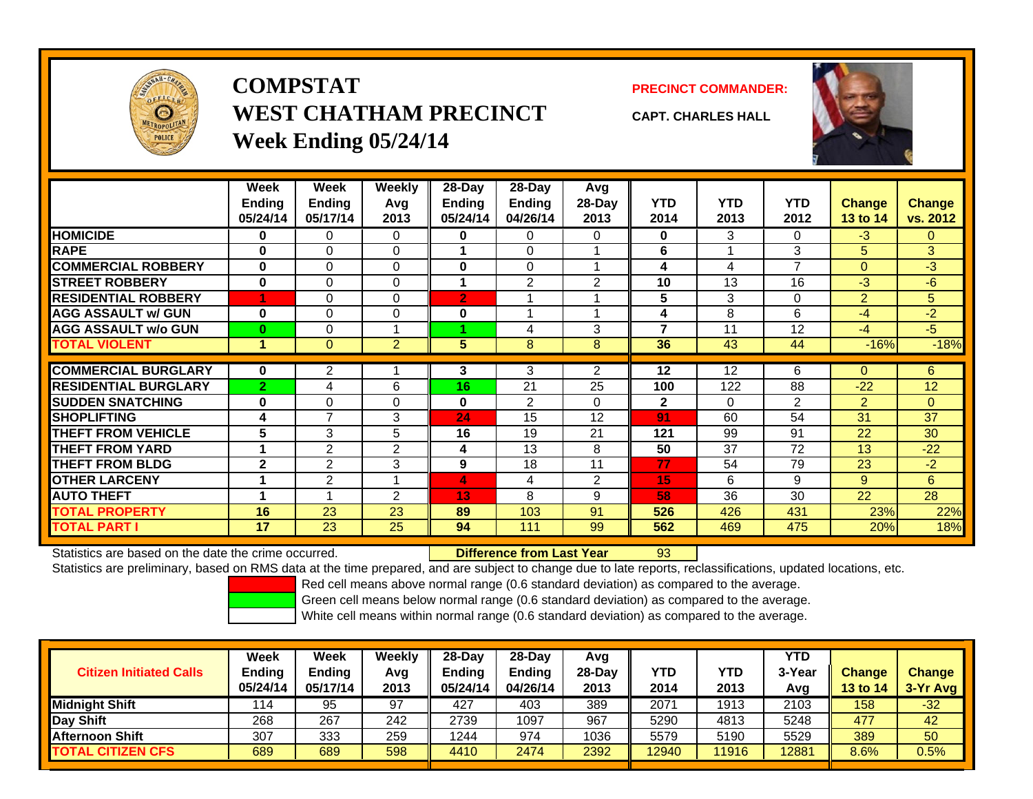# COMPSTAT
# WEST CHATHAM PRECINCT
## Week Ending 05/24/14

**PRECINCT COMMANDER:**

**CAPT. CHARLES HALL**

| | Week Ending 05/24/14 | Week Ending 05/17/14 | Weekly Avg 2013 | 28-Day Ending 05/24/14 | 28-Day Ending 04/26/14 | Avg 28-Day 2013 | YTD 2014 | YTD 2013 | YTD 2012 | Change 13 to 14 | Change vs. 2012 |
|---|---|---|---|---|---|---|---|---|---|---|---|
| **HOMICIDE** | 0 | 0 | 0 | 0 | 0 | 0 | 0 | 3 | 0 | -3 | 0 |
| **RAPE** | 0 | 0 | 0 | 1 | 0 | 1 | 6 | 1 | 3 | 5 | 3 |
| **COMMERCIAL ROBBERY** | 0 | 0 | 0 | 0 | 0 | 1 | 4 | 4 | 7 | 0 | -3 |
| **STREET ROBBERY** | 0 | 0 | 0 | 1 | 2 | 2 | 10 | 13 | 16 | -3 | -6 |
| **RESIDENTIAL ROBBERY** | 1 | 0 | 0 | 2 | 1 | 1 | 5 | 3 | 0 | 2 | 5 |
| **AGG ASSAULT w/ GUN** | 0 | 0 | 0 | 0 | 1 | 1 | 4 | 8 | 6 | -4 | -2 |
| **AGG ASSAULT w/o GUN** | 0 | 0 | 1 | 1 | 4 | 3 | 7 | 11 | 12 | -4 | -5 |
| **TOTAL VIOLENT** | 1 | 0 | 2 | 5 | 8 | 8 | 36 | 43 | 44 | -16% | -18% |
| **COMMERCIAL BURGLARY** | 0 | 2 | 1 | 3 | 3 | 2 | 12 | 12 | 6 | 0 | 6 |
| **RESIDENTIAL BURGLARY** | 2 | 4 | 6 | 16 | 21 | 25 | 100 | 122 | 88 | -22 | 12 |
| **SUDDEN SNATCHING** | 0 | 0 | 0 | 0 | 2 | 0 | 2 | 0 | 2 | 2 | 0 |
| **SHOPLIFTING** | 4 | 7 | 3 | 24 | 15 | 12 | 91 | 60 | 54 | 31 | 37 |
| **THEFT FROM VEHICLE** | 5 | 3 | 5 | 16 | 19 | 21 | 121 | 99 | 91 | 22 | 30 |
| **THEFT FROM YARD** | 1 | 2 | 2 | 4 | 13 | 8 | 50 | 37 | 72 | 13 | -22 |
| **THEFT FROM BLDG** | 2 | 2 | 3 | 9 | 18 | 11 | 77 | 54 | 79 | 23 | -2 |
| **OTHER LARCENY** | 1 | 2 | 1 | 4 | 4 | 2 | 15 | 6 | 9 | 9 | 6 |
| **AUTO THEFT** | 1 | 1 | 2 | 13 | 8 | 9 | 58 | 36 | 30 | 22 | 28 |
| **TOTAL PROPERTY** | 16 | 23 | 23 | 89 | 103 | 91 | 526 | 426 | 431 | 23% | 22% |
| **TOTAL PART I** | 17 | 23 | 25 | 94 | 111 | 99 | 562 | 469 | 475 | 20% | 18% |

Statistics are based on the date the crime occurred. **Difference from Last Year** 93

Statistics are preliminary, based on RMS data at the time prepared, and are subject to change due to late reports, reclassifications, updated locations, etc.

Red cell means above normal range (0.6 standard deviation) as compared to the average.
Green cell means below normal range (0.6 standard deviation) as compared to the average.
White cell means within normal range (0.6 standard deviation) as compared to the average.

| Citizen Initiated Calls | Week Ending 05/24/14 | Week Ending 05/17/14 | Weekly Avg 2013 | 28-Day Ending 05/24/14 | 28-Day Ending 04/26/14 | Avg 28-Day 2013 | YTD 2014 | YTD 2013 | YTD 3-Year Avg | Change 13 to 14 | Change 3-Yr Avg |
|---|---|---|---|---|---|---|---|---|---|---|---|
| **Midnight Shift** | 114 | 95 | 97 | 427 | 403 | 389 | 2071 | 1913 | 2103 | 158 | -32 |
| **Day Shift** | 268 | 267 | 242 | 2739 | 1097 | 967 | 5290 | 4813 | 5248 | 477 | 42 |
| **Afternoon Shift** | 307 | 333 | 259 | 1244 | 974 | 1036 | 5579 | 5190 | 5529 | 389 | 50 |
| **TOTAL CITIZEN CFS** | 689 | 689 | 598 | 4410 | 2474 | 2392 | 12940 | 11916 | 12881 | 8.6% | 0.5% |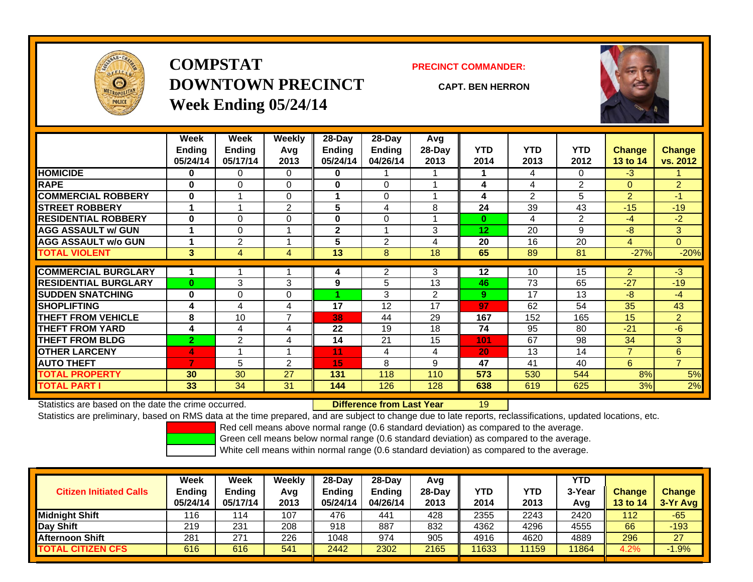# COMPSTAT
# DOWNTOWN PRECINCT
## Week Ending 05/24/14

**PRECINCT COMMANDER:**

**CAPT. BEN HERRON**

| | Week Ending 05/24/14 | Week Ending 05/17/14 | Weekly Avg 2013 | 28-Day Ending 05/24/14 | 28-Day Ending 04/26/14 | Avg 28-Day 2013 | YTD 2014 | YTD 2013 | YTD 2012 | Change 13 to 14 | Change vs. 2012 |
|---|---|---|---|---|---|---|---|---|---|---|---|
| HOMICIDE | 0 | 0 | 0 | 0 | 1 | 1 | 1 | 4 | 0 | -3 | 1 |
| RAPE | 0 | 0 | 0 | 0 | 0 | 1 | 4 | 4 | 2 | 0 | 2 |
| COMMERCIAL ROBBERY | 0 | 1 | 0 | 1 | 0 | 1 | 4 | 2 | 5 | 2 | -1 |
| STREET ROBBERY | 1 | 1 | 2 | 5 | 4 | 8 | 24 | 39 | 43 | -15 | -19 |
| RESIDENTIAL ROBBERY | 0 | 0 | 0 | 0 | 0 | 1 | 0 | 4 | 2 | -4 | -2 |
| AGG ASSAULT w/ GUN | 1 | 0 | 1 | 2 | 1 | 3 | 12 | 20 | 9 | -8 | 3 |
| AGG ASSAULT w/o GUN | 1 | 2 | 1 | 5 | 2 | 4 | 20 | 16 | 20 | 4 | 0 |
| TOTAL VIOLENT | 3 | 4 | 4 | 13 | 8 | 18 | 65 | 89 | 81 | -27% | -20% |
| COMMERCIAL BURGLARY | 1 | 1 | 1 | 4 | 2 | 3 | 12 | 10 | 15 | 2 | -3 |
| RESIDENTIAL BURGLARY | 0 | 3 | 3 | 9 | 5 | 13 | 46 | 73 | 65 | -27 | -19 |
| SUDDEN SNATCHING | 0 | 0 | 0 | 1 | 3 | 2 | 9 | 17 | 13 | -8 | -4 |
| SHOPLIFTING | 4 | 4 | 4 | 17 | 12 | 17 | 97 | 62 | 54 | 35 | 43 |
| THEFT FROM VEHICLE | 8 | 10 | 7 | 38 | 44 | 29 | 167 | 152 | 165 | 15 | 2 |
| THEFT FROM YARD | 4 | 4 | 4 | 22 | 19 | 18 | 74 | 95 | 80 | -21 | -6 |
| THEFT FROM BLDG | 2 | 2 | 4 | 14 | 21 | 15 | 101 | 67 | 98 | 34 | 3 |
| OTHER LARCENY | 4 | 1 | 1 | 11 | 4 | 4 | 20 | 13 | 14 | 7 | 6 |
| AUTO THEFT | 7 | 5 | 2 | 15 | 8 | 9 | 47 | 41 | 40 | 6 | 7 |
| TOTAL PROPERTY | 30 | 30 | 27 | 131 | 118 | 110 | 573 | 530 | 544 | 8% | 5% |
| TOTAL PART I | 33 | 34 | 31 | 144 | 126 | 128 | 638 | 619 | 625 | 3% | 2% |

Statistics are based on the date the crime occurred. **Difference from Last Year** 19

Statistics are preliminary, based on RMS data at the time prepared, and are subject to change due to late reports, reclassifications, updated locations, etc.

Red cell means above normal range (0.6 standard deviation) as compared to the average.
Green cell means below normal range (0.6 standard deviation) as compared to the average.
White cell means within normal range (0.6 standard deviation) as compared to the average.

| Citizen Initiated Calls | Week Ending 05/24/14 | Week Ending 05/17/14 | Weekly Avg 2013 | 28-Day Ending 05/24/14 | 28-Day Ending 04/26/14 | Avg 28-Day 2013 | YTD 2014 | YTD 2013 | YTD 3-Year Avg | Change 13 to 14 | Change 3-Yr Avg |
|---|---|---|---|---|---|---|---|---|---|---|---|
| Midnight Shift | 116 | 114 | 107 | 476 | 441 | 428 | 2355 | 2243 | 2420 | 112 | -65 |
| Day Shift | 219 | 231 | 208 | 918 | 887 | 832 | 4362 | 4296 | 4555 | 66 | -193 |
| Afternoon Shift | 281 | 271 | 226 | 1048 | 974 | 905 | 4916 | 4620 | 4889 | 296 | 27 |
| TOTAL CITIZEN CFS | 616 | 616 | 541 | 2442 | 2302 | 2165 | 11633 | 11159 | 11864 | 4.2% | -1.9% |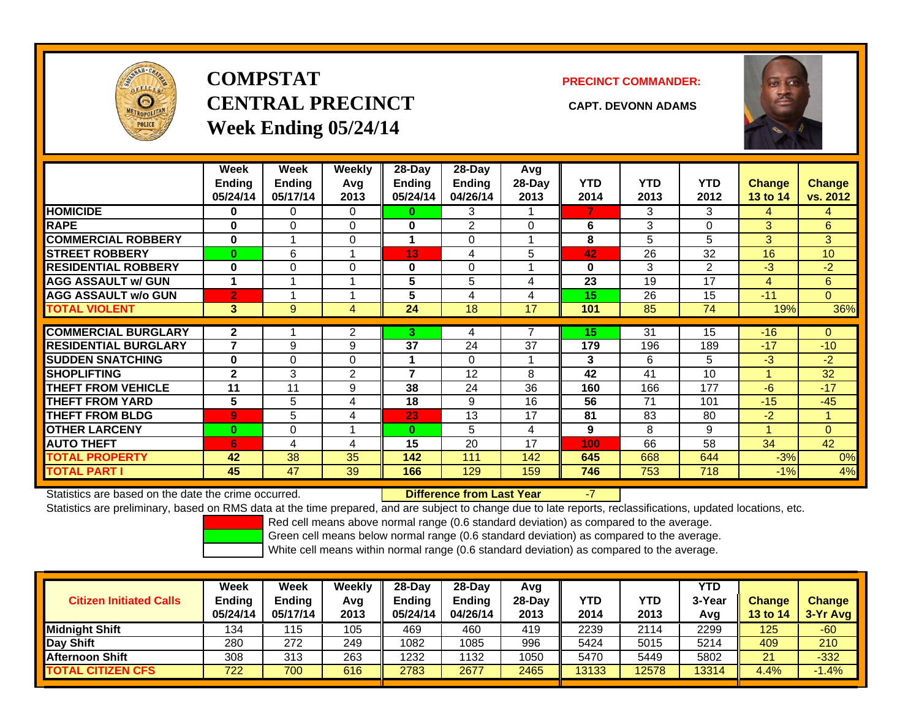# COMPSTAT CENTRAL PRECINCT
## Week Ending 05/24/14

**PRECINCT COMMANDER:**

**CAPT. DEVONN ADAMS**

| | Week Ending 05/24/14 | Week Ending 05/17/14 | Weekly Avg 2013 | 28-Day Ending 05/24/14 | 28-Day Ending 04/26/14 | Avg 28-Day 2013 | YTD 2014 | YTD 2013 | YTD 2012 | Change 13 to 14 | Change vs. 2012 |
|---|---|---|---|---|---|---|---|---|---|---|---|
| HOMICIDE | 0 | 0 | 0 | 0 | 3 | 1 | 7 | 3 | 3 | 4 | 4 |
| RAPE | 0 | 0 | 0 | 0 | 2 | 0 | 6 | 3 | 0 | 3 | 6 |
| COMMERCIAL ROBBERY | 0 | 1 | 0 | 1 | 0 | 1 | 8 | 5 | 5 | 3 | 3 |
| STREET ROBBERY | 0 | 6 | 1 | 13 | 4 | 5 | 42 | 26 | 32 | 16 | 10 |
| RESIDENTIAL ROBBERY | 0 | 0 | 0 | 0 | 0 | 1 | 0 | 3 | 2 | -3 | -2 |
| AGG ASSAULT w/ GUN | 1 | 1 | 1 | 5 | 5 | 4 | 23 | 19 | 17 | 4 | 6 |
| AGG ASSAULT w/o GUN | 2 | 1 | 1 | 5 | 4 | 4 | 15 | 26 | 15 | -11 | 0 |
| TOTAL VIOLENT | 3 | 9 | 4 | 24 | 18 | 17 | 101 | 85 | 74 | 19% | 36% |
| COMMERCIAL BURGLARY | 2 | 1 | 2 | 3 | 4 | 7 | 15 | 31 | 15 | -16 | 0 |
| RESIDENTIAL BURGLARY | 7 | 9 | 9 | 37 | 24 | 37 | 179 | 196 | 189 | -17 | -10 |
| SUDDEN SNATCHING | 0 | 0 | 0 | 1 | 0 | 1 | 3 | 6 | 5 | -3 | -2 |
| SHOPLIFTING | 2 | 3 | 2 | 7 | 12 | 8 | 42 | 41 | 10 | 1 | 32 |
| THEFT FROM VEHICLE | 11 | 11 | 9 | 38 | 24 | 36 | 160 | 166 | 177 | -6 | -17 |
| THEFT FROM YARD | 5 | 5 | 4 | 18 | 9 | 16 | 56 | 71 | 101 | -15 | -45 |
| THEFT FROM BLDG | 9 | 5 | 4 | 23 | 13 | 17 | 81 | 83 | 80 | -2 | 1 |
| OTHER LARCENY | 0 | 0 | 1 | 0 | 5 | 4 | 9 | 8 | 9 | 1 | 0 |
| AUTO THEFT | 6 | 4 | 4 | 15 | 20 | 17 | 100 | 66 | 58 | 34 | 42 |
| TOTAL PROPERTY | 42 | 38 | 35 | 142 | 111 | 142 | 645 | 668 | 644 | -3% | 0% |
| TOTAL PART I | 45 | 47 | 39 | 166 | 129 | 159 | 746 | 753 | 718 | -1% | 4% |

Statistics are based on the date the crime occurred. **Difference from Last Year** -7

Statistics are preliminary, based on RMS data at the time prepared, and are subject to change due to late reports, reclassifications, updated locations, etc.

Red cell means above normal range (0.6 standard deviation) as compared to the average.
Green cell means below normal range (0.6 standard deviation) as compared to the average.
White cell means within normal range (0.6 standard deviation) as compared to the average.

| Citizen Initiated Calls | Week Ending 05/24/14 | Week Ending 05/17/14 | Weekly Avg 2013 | 28-Day Ending 05/24/14 | 28-Day Ending 04/26/14 | Avg 28-Day 2013 | YTD 2014 | YTD 2013 | YTD 3-Year Avg | Change 13 to 14 | Change 3-Yr Avg |
|---|---|---|---|---|---|---|---|---|---|---|---|
| Midnight Shift | 134 | 115 | 105 | 469 | 460 | 419 | 2239 | 2114 | 2299 | 125 | -60 |
| Day Shift | 280 | 272 | 249 | 1082 | 1085 | 996 | 5424 | 5015 | 5214 | 409 | 210 |
| Afternoon Shift | 308 | 313 | 263 | 1232 | 1132 | 1050 | 5470 | 5449 | 5802 | 21 | -332 |
| TOTAL CITIZEN CFS | 722 | 700 | 616 | 2783 | 2677 | 2465 | 13133 | 12578 | 13314 | 4.4% | -1.4% |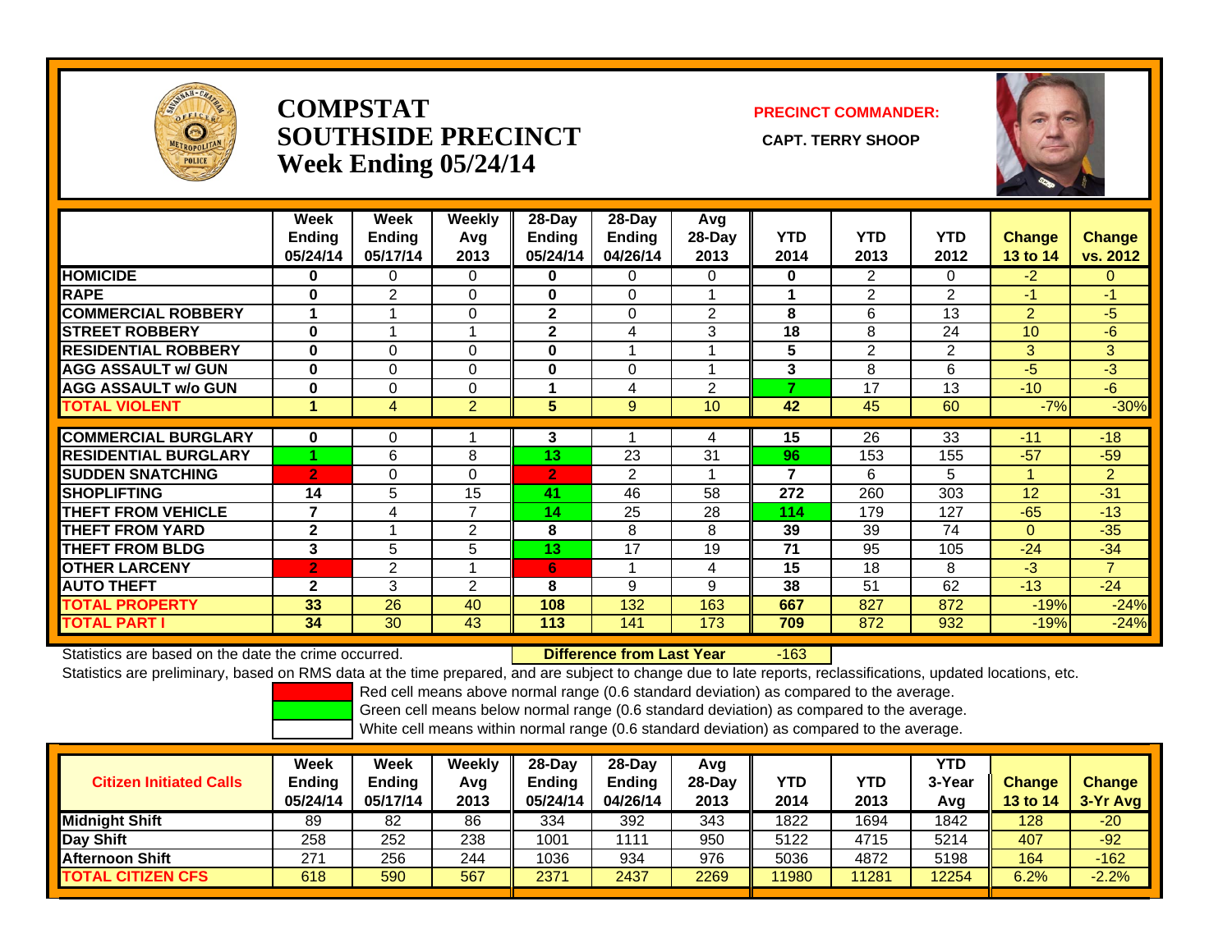# COMPSTAT
# SOUTHSIDE PRECINCT
# Week Ending 05/24/14

**PRECINCT COMMANDER:**

**CAPT. TERRY SHOOP**

| | Week Ending 05/24/14 | Week Ending 05/17/14 | Weekly Avg 2013 | 28-Day Ending 05/24/14 | 28-Day Ending 04/26/14 | Avg 28-Day 2013 | YTD 2014 | YTD 2013 | YTD 2012 | Change 13 to 14 | Change vs. 2012 |
|---|---|---|---|---|---|---|---|---|---|---|---|
| HOMICIDE | 0 | 0 | 0 | 0 | 0 | 0 | 0 | 2 | 0 | -2 | 0 |
| RAPE | 0 | 2 | 0 | 0 | 0 | 1 | 1 | 2 | 2 | -1 | -1 |
| COMMERCIAL ROBBERY | 1 | 1 | 0 | 2 | 0 | 2 | 8 | 6 | 13 | 2 | -5 |
| STREET ROBBERY | 0 | 1 | 1 | 2 | 4 | 3 | 18 | 8 | 24 | 10 | -6 |
| RESIDENTIAL ROBBERY | 0 | 0 | 0 | 0 | 1 | 1 | 5 | 2 | 2 | 3 | 3 |
| AGG ASSAULT w/ GUN | 0 | 0 | 0 | 0 | 0 | 1 | 3 | 8 | 6 | -5 | -3 |
| AGG ASSAULT w/o GUN | 0 | 0 | 0 | 1 | 4 | 2 | 7 | 17 | 13 | -10 | -6 |
| TOTAL VIOLENT | 1 | 4 | 2 | 5 | 9 | 10 | 42 | 45 | 60 | -7% | -30% |
| COMMERCIAL BURGLARY | 0 | 0 | 1 | 3 | 1 | 4 | 15 | 26 | 33 | -11 | -18 |
| RESIDENTIAL BURGLARY | 1 | 6 | 8 | 13 | 23 | 31 | 96 | 153 | 155 | -57 | -59 |
| SUDDEN SNATCHING | 2 | 0 | 0 | 2 | 2 | 1 | 7 | 6 | 5 | 1 | 2 |
| SHOPLIFTING | 14 | 5 | 15 | 41 | 46 | 58 | 272 | 260 | 303 | 12 | -31 |
| THEFT FROM VEHICLE | 7 | 4 | 7 | 14 | 25 | 28 | 114 | 179 | 127 | -65 | -13 |
| THEFT FROM YARD | 2 | 1 | 2 | 8 | 8 | 8 | 39 | 39 | 74 | 0 | -35 |
| THEFT FROM BLDG | 3 | 5 | 5 | 13 | 17 | 19 | 71 | 95 | 105 | -24 | -34 |
| OTHER LARCENY | 2 | 2 | 1 | 6 | 1 | 4 | 15 | 18 | 8 | -3 | 7 |
| AUTO THEFT | 2 | 3 | 2 | 8 | 9 | 9 | 38 | 51 | 62 | -13 | -24 |
| TOTAL PROPERTY | 33 | 26 | 40 | 108 | 132 | 163 | 667 | 827 | 872 | -19% | -24% |
| TOTAL PART I | 34 | 30 | 43 | 113 | 141 | 173 | 709 | 872 | 932 | -19% | -24% |

Statistics are based on the date the crime occurred. **Difference from Last Year** -163

Statistics are preliminary, based on RMS data at the time prepared, and are subject to change due to late reports, reclassifications, updated locations, etc.

Red cell means above normal range (0.6 standard deviation) as compared to the average.
Green cell means below normal range (0.6 standard deviation) as compared to the average.
White cell means within normal range (0.6 standard deviation) as compared to the average.

| Citizen Initiated Calls | Week Ending 05/24/14 | Week Ending 05/17/14 | Weekly Avg 2013 | 28-Day Ending 05/24/14 | 28-Day Ending 04/26/14 | Avg 28-Day 2013 | YTD 2014 | YTD 2013 | YTD 3-Year Avg | Change 13 to 14 | Change 3-Yr Avg |
|---|---|---|---|---|---|---|---|---|---|---|---|
| Midnight Shift | 89 | 82 | 86 | 334 | 392 | 343 | 1822 | 1694 | 1842 | 128 | -20 |
| Day Shift | 258 | 252 | 238 | 1001 | 1111 | 950 | 5122 | 4715 | 5214 | 407 | -92 |
| Afternoon Shift | 271 | 256 | 244 | 1036 | 934 | 976 | 5036 | 4872 | 5198 | 164 | -162 |
| TOTAL CITIZEN CFS | 618 | 590 | 567 | 2371 | 2437 | 2269 | 11980 | 11281 | 12254 | 6.2% | -2.2% |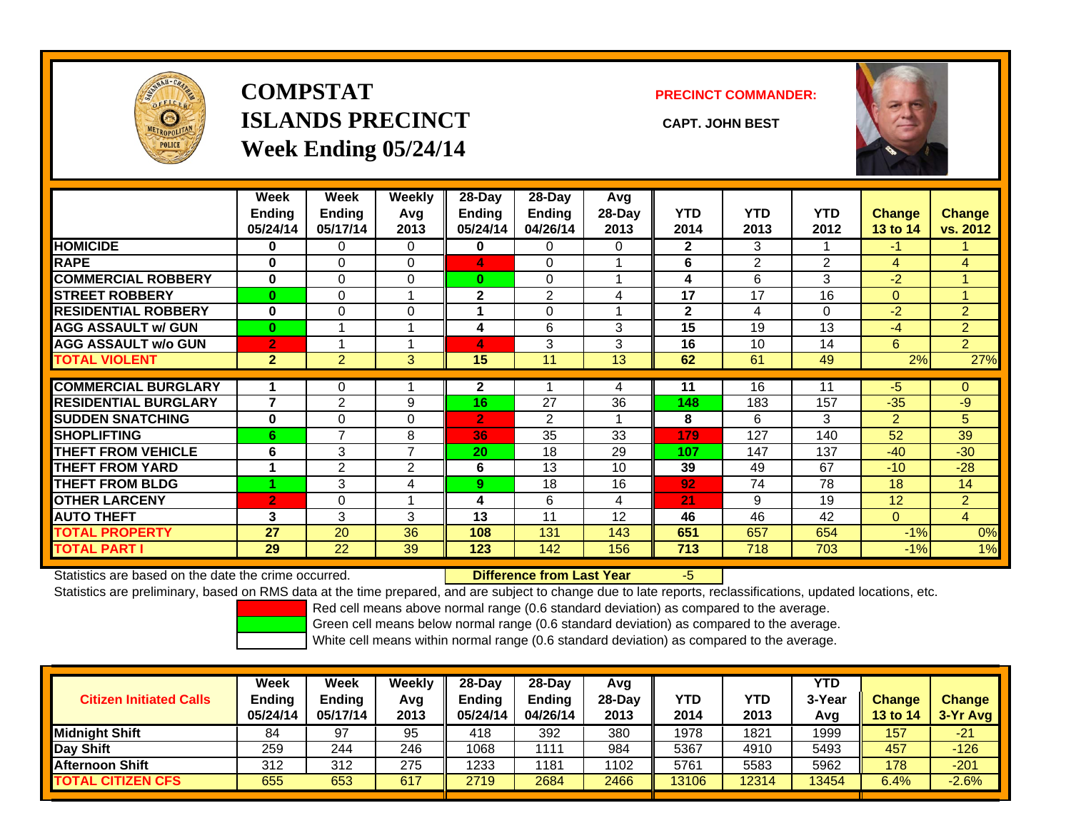# COMPSTAT
# ISLANDS PRECINCT
# Week Ending 05/24/14

**PRECINCT COMMANDER:**

**CAPT. JOHN BEST**

| | Week Ending 05/24/14 | Week Ending 05/17/14 | Weekly Avg 2013 | 28-Day Ending 05/24/14 | 28-Day Ending 04/26/14 | Avg 28-Day 2013 | YTD 2014 | YTD 2013 | YTD 2012 | Change 13 to 14 | Change vs. 2012 |
|---|---|---|---|---|---|---|---|---|---|---|---|
| HOMICIDE | 0 | 0 | 0 | 0 | 0 | 0 | 2 | 3 | 1 | -1 | 1 |
| RAPE | 0 | 0 | 0 | 4 | 0 | 1 | 6 | 2 | 2 | 4 | 4 |
| COMMERCIAL ROBBERY | 0 | 0 | 0 | 0 | 0 | 1 | 4 | 6 | 3 | -2 | 1 |
| STREET ROBBERY | 0 | 0 | 1 | 2 | 2 | 4 | 17 | 17 | 16 | 0 | 1 |
| RESIDENTIAL ROBBERY | 0 | 0 | 0 | 1 | 0 | 1 | 2 | 4 | 0 | -2 | 2 |
| AGG ASSAULT w/ GUN | 0 | 1 | 1 | 4 | 6 | 3 | 15 | 19 | 13 | -4 | 2 |
| AGG ASSAULT w/o GUN | 2 | 1 | 1 | 4 | 3 | 3 | 16 | 10 | 14 | 6 | 2 |
| TOTAL VIOLENT | 2 | 2 | 3 | 15 | 11 | 13 | 62 | 61 | 49 | 2% | 27% |
| COMMERCIAL BURGLARY | 1 | 0 | 1 | 2 | 1 | 4 | 11 | 16 | 11 | -5 | 0 |
| RESIDENTIAL BURGLARY | 7 | 2 | 9 | 16 | 27 | 36 | 148 | 183 | 157 | -35 | -9 |
| SUDDEN SNATCHING | 0 | 0 | 0 | 2 | 2 | 1 | 8 | 6 | 3 | 2 | 5 |
| SHOPLIFTING | 6 | 7 | 8 | 36 | 35 | 33 | 179 | 127 | 140 | 52 | 39 |
| THEFT FROM VEHICLE | 6 | 3 | 7 | 20 | 18 | 29 | 107 | 147 | 137 | -40 | -30 |
| THEFT FROM YARD | 1 | 2 | 2 | 6 | 13 | 10 | 39 | 49 | 67 | -10 | -28 |
| THEFT FROM BLDG | 1 | 3 | 4 | 9 | 18 | 16 | 92 | 74 | 78 | 18 | 14 |
| OTHER LARCENY | 2 | 0 | 1 | 4 | 6 | 4 | 21 | 9 | 19 | 12 | 2 |
| AUTO THEFT | 3 | 3 | 3 | 13 | 11 | 12 | 46 | 46 | 42 | 0 | 4 |
| TOTAL PROPERTY | 27 | 20 | 36 | 108 | 131 | 143 | 651 | 657 | 654 | -1% | 0% |
| TOTAL PART I | 29 | 22 | 39 | 123 | 142 | 156 | 713 | 718 | 703 | -1% | 1% |

Statistics are based on the date the crime occurred. **Difference from Last Year** -5

Statistics are preliminary, based on RMS data at the time prepared, and are subject to change due to late reports, reclassifications, updated locations, etc.

Red cell means above normal range (0.6 standard deviation) as compared to the average.
Green cell means below normal range (0.6 standard deviation) as compared to the average.
White cell means within normal range (0.6 standard deviation) as compared to the average.

| Citizen Initiated Calls | Week Ending 05/24/14 | Week Ending 05/17/14 | Weekly Avg 2013 | 28-Day Ending 05/24/14 | 28-Day Ending 04/26/14 | Avg 28-Day 2013 | YTD 2014 | YTD 2013 | YTD 3-Year Avg | Change 13 to 14 | Change 3-Yr Avg |
|---|---|---|---|---|---|---|---|---|---|---|---|
| Midnight Shift | 84 | 97 | 95 | 418 | 392 | 380 | 1978 | 1821 | 1999 | 157 | -21 |
| Day Shift | 259 | 244 | 246 | 1068 | 1111 | 984 | 5367 | 4910 | 5493 | 457 | -126 |
| Afternoon Shift | 312 | 312 | 275 | 1233 | 1181 | 1102 | 5761 | 5583 | 5962 | 178 | -201 |
| TOTAL CITIZEN CFS | 655 | 653 | 617 | 2719 | 2684 | 2466 | 13106 | 12314 | 13454 | 6.4% | -2.6% |